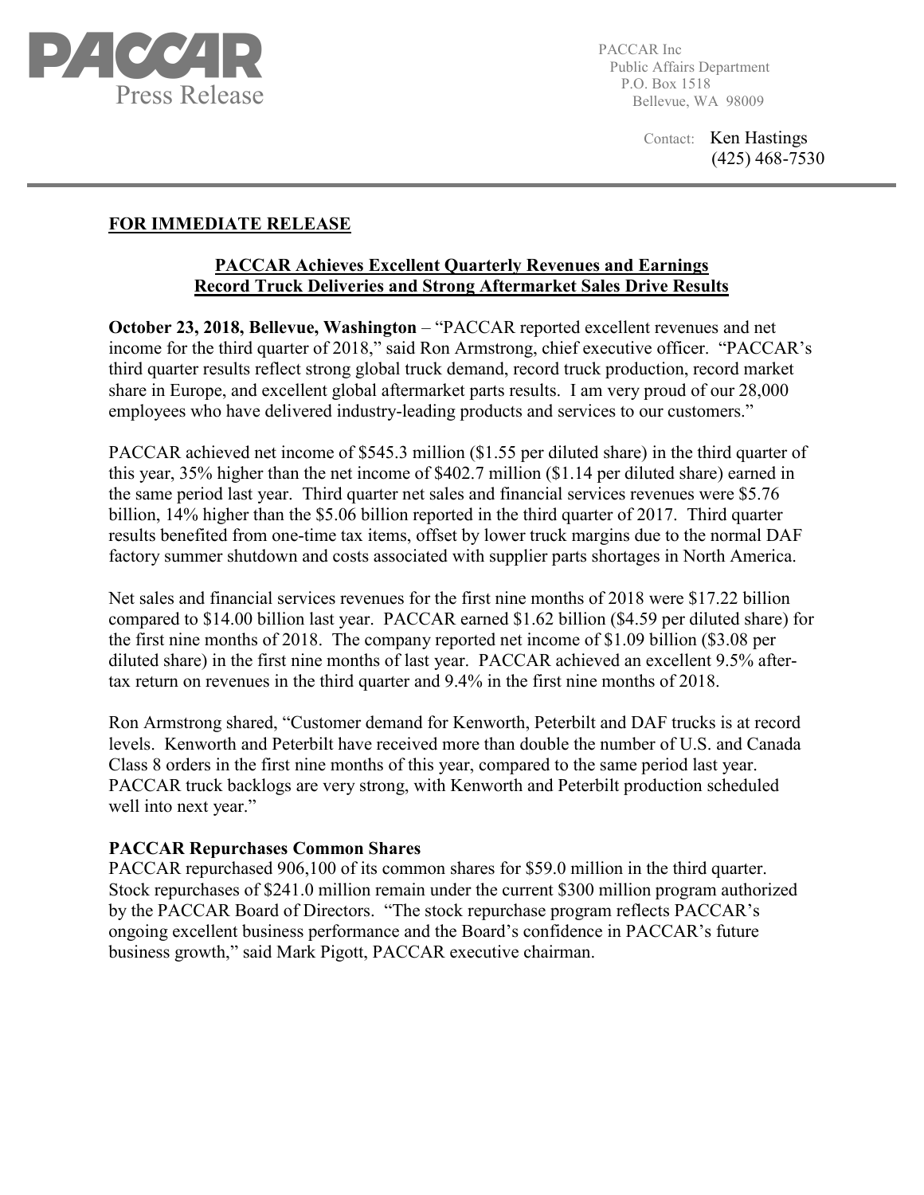PACCAR

Press Release

PACCAR Inc
Public Affairs Department
P.O. Box 1518
Bellevue, WA 98009

Contact: Ken Hastings
(425) 468-7530

**FOR IMMEDIATE RELEASE**

## PACCAR Achieves Excellent Quarterly Revenues and Earnings
## Record Truck Deliveries and Strong Aftermarket Sales Drive Results

**October 23, 2018, Bellevue, Washington** – "PACCAR reported excellent revenues and net income for the third quarter of 2018," said Ron Armstrong, chief executive officer. "PACCAR's third quarter results reflect strong global truck demand, record truck production, record market share in Europe, and excellent global aftermarket parts results. I am very proud of our 28,000 employees who have delivered industry-leading products and services to our customers."

PACCAR achieved net income of $545.3 million ($1.55 per diluted share) in the third quarter of this year, 35% higher than the net income of $402.7 million ($1.14 per diluted share) earned in the same period last year. Third quarter net sales and financial services revenues were $5.76 billion, 14% higher than the $5.06 billion reported in the third quarter of 2017. Third quarter results benefited from one-time tax items, offset by lower truck margins due to the normal DAF factory summer shutdown and costs associated with supplier parts shortages in North America.

Net sales and financial services revenues for the first nine months of 2018 were $17.22 billion compared to $14.00 billion last year. PACCAR earned $1.62 billion ($4.59 per diluted share) for the first nine months of 2018. The company reported net income of $1.09 billion ($3.08 per diluted share) in the first nine months of last year. PACCAR achieved an excellent 9.5% after-tax return on revenues in the third quarter and 9.4% in the first nine months of 2018.

Ron Armstrong shared, "Customer demand for Kenworth, Peterbilt and DAF trucks is at record levels. Kenworth and Peterbilt have received more than double the number of U.S. and Canada Class 8 orders in the first nine months of this year, compared to the same period last year. PACCAR truck backlogs are very strong, with Kenworth and Peterbilt production scheduled well into next year."

**PACCAR Repurchases Common Shares**

PACCAR repurchased 906,100 of its common shares for $59.0 million in the third quarter. Stock repurchases of $241.0 million remain under the current $300 million program authorized by the PACCAR Board of Directors. "The stock repurchase program reflects PACCAR's ongoing excellent business performance and the Board's confidence in PACCAR's future business growth," said Mark Pigott, PACCAR executive chairman.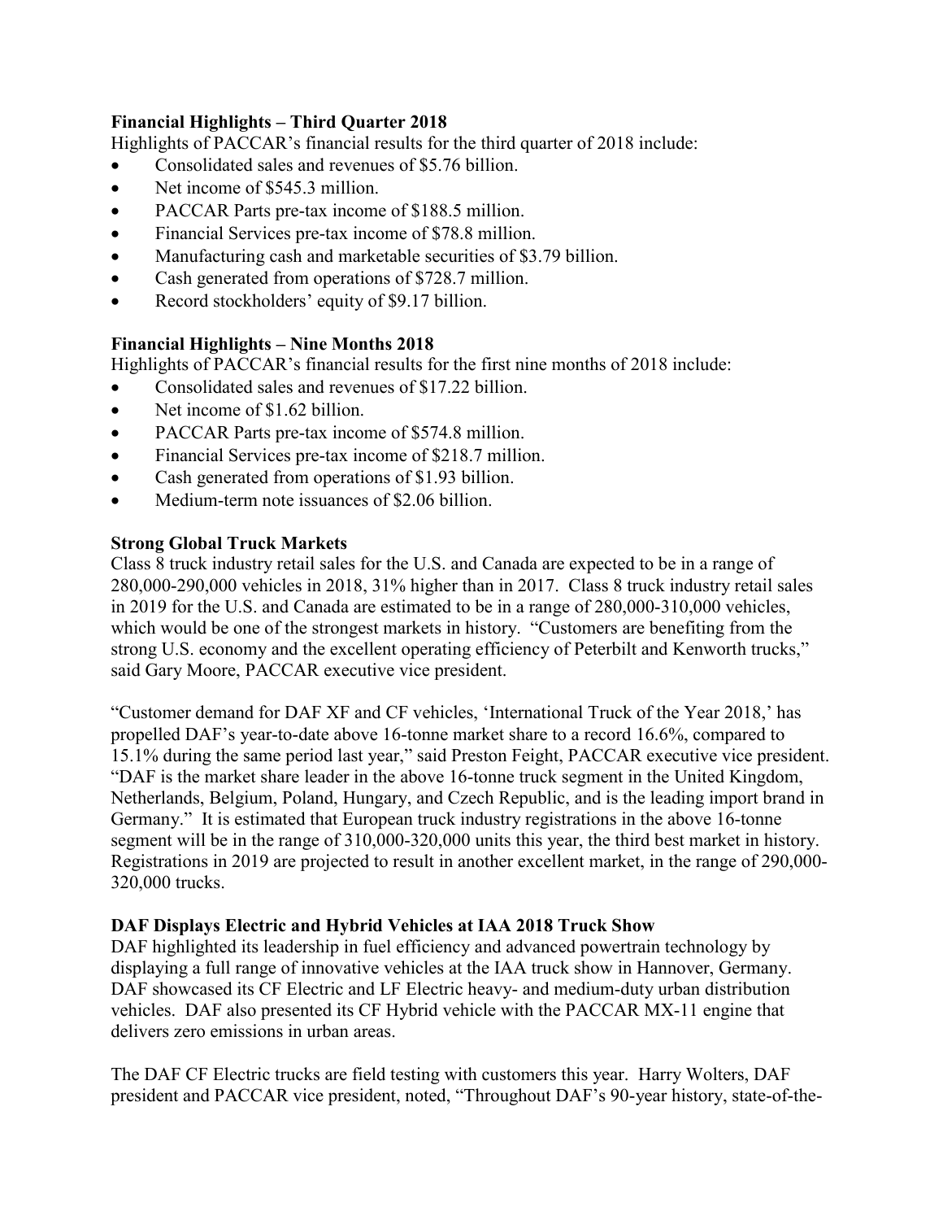**Financial Highlights – Third Quarter 2018**

Highlights of PACCAR's financial results for the third quarter of 2018 include:

- Consolidated sales and revenues of $5.76 billion.
- Net income of $545.3 million.
- PACCAR Parts pre-tax income of $188.5 million.
- Financial Services pre-tax income of $78.8 million.
- Manufacturing cash and marketable securities of $3.79 billion.
- Cash generated from operations of $728.7 million.
- Record stockholders' equity of $9.17 billion.

**Financial Highlights – Nine Months 2018**

Highlights of PACCAR's financial results for the first nine months of 2018 include:

- Consolidated sales and revenues of $17.22 billion.
- Net income of $1.62 billion.
- PACCAR Parts pre-tax income of $574.8 million.
- Financial Services pre-tax income of $218.7 million.
- Cash generated from operations of $1.93 billion.
- Medium-term note issuances of $2.06 billion.

**Strong Global Truck Markets**

Class 8 truck industry retail sales for the U.S. and Canada are expected to be in a range of 280,000-290,000 vehicles in 2018, 31% higher than in 2017. Class 8 truck industry retail sales in 2019 for the U.S. and Canada are estimated to be in a range of 280,000-310,000 vehicles, which would be one of the strongest markets in history. "Customers are benefiting from the strong U.S. economy and the excellent operating efficiency of Peterbilt and Kenworth trucks," said Gary Moore, PACCAR executive vice president.

"Customer demand for DAF XF and CF vehicles, 'International Truck of the Year 2018,' has propelled DAF's year-to-date above 16-tonne market share to a record 16.6%, compared to 15.1% during the same period last year," said Preston Feight, PACCAR executive vice president. "DAF is the market share leader in the above 16-tonne truck segment in the United Kingdom, Netherlands, Belgium, Poland, Hungary, and Czech Republic, and is the leading import brand in Germany." It is estimated that European truck industry registrations in the above 16-tonne segment will be in the range of 310,000-320,000 units this year, the third best market in history. Registrations in 2019 are projected to result in another excellent market, in the range of 290,000-320,000 trucks.

**DAF Displays Electric and Hybrid Vehicles at IAA 2018 Truck Show**

DAF highlighted its leadership in fuel efficiency and advanced powertrain technology by displaying a full range of innovative vehicles at the IAA truck show in Hannover, Germany. DAF showcased its CF Electric and LF Electric heavy- and medium-duty urban distribution vehicles. DAF also presented its CF Hybrid vehicle with the PACCAR MX-11 engine that delivers zero emissions in urban areas.

The DAF CF Electric trucks are field testing with customers this year. Harry Wolters, DAF president and PACCAR vice president, noted, "Throughout DAF's 90-year history, state-of-the-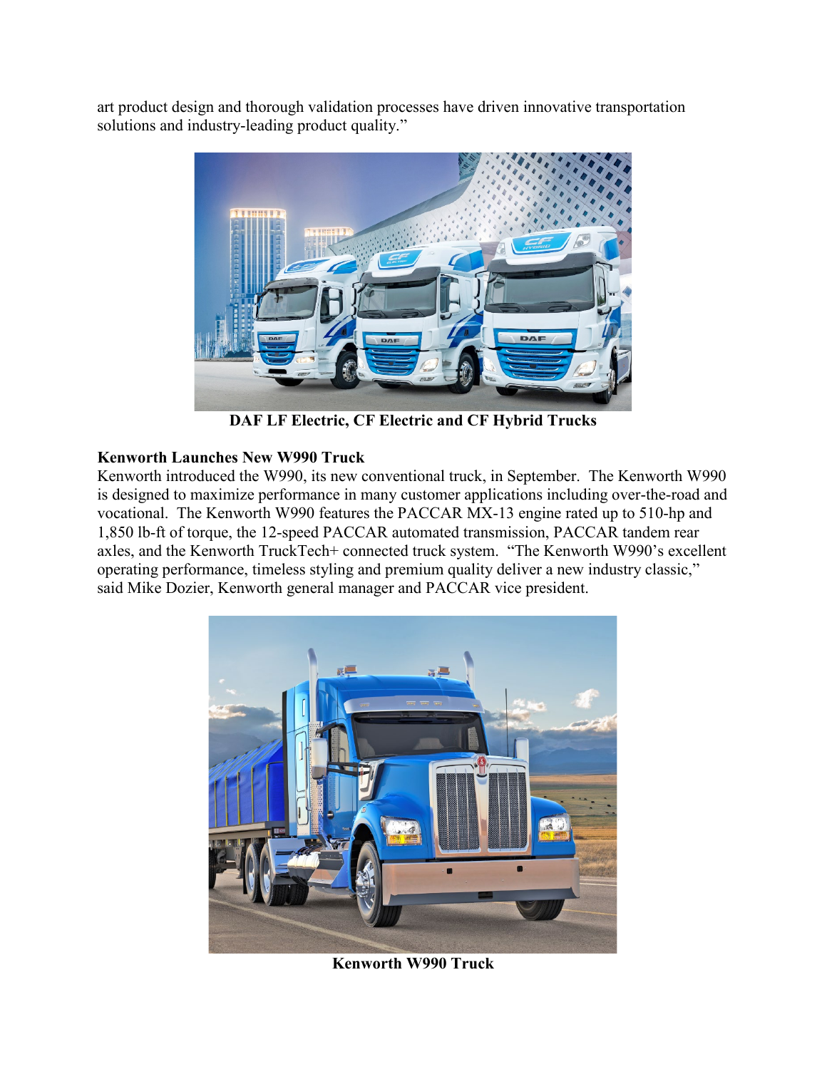art product design and thorough validation processes have driven innovative transportation solutions and industry-leading product quality."

**DAF LF Electric, CF Electric and CF Hybrid Trucks**

**Kenworth Launches New W990 Truck**

Kenworth introduced the W990, its new conventional truck, in September. The Kenworth W990 is designed to maximize performance in many customer applications including over-the-road and vocational. The Kenworth W990 features the PACCAR MX-13 engine rated up to 510-hp and 1,850 lb-ft of torque, the 12-speed PACCAR automated transmission, PACCAR tandem rear axles, and the Kenworth TruckTech+ connected truck system. "The Kenworth W990's excellent operating performance, timeless styling and premium quality deliver a new industry classic," said Mike Dozier, Kenworth general manager and PACCAR vice president.

**Kenworth W990 Truck**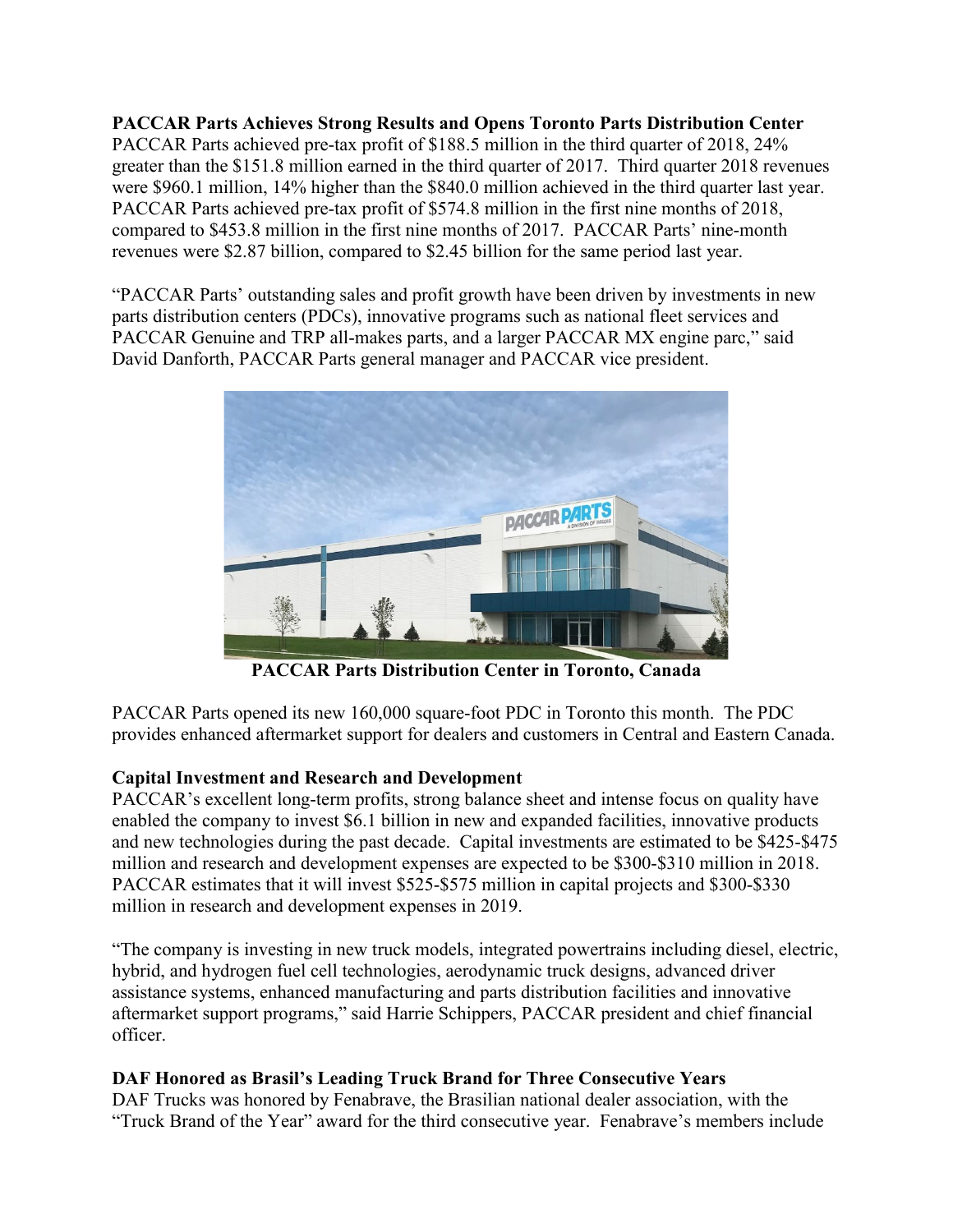**PACCAR Parts Achieves Strong Results and Opens Toronto Parts Distribution Center**

PACCAR Parts achieved pre-tax profit of $188.5 million in the third quarter of 2018, 24% greater than the $151.8 million earned in the third quarter of 2017. Third quarter 2018 revenues were $960.1 million, 14% higher than the $840.0 million achieved in the third quarter last year. PACCAR Parts achieved pre-tax profit of $574.8 million in the first nine months of 2018, compared to $453.8 million in the first nine months of 2017. PACCAR Parts' nine-month revenues were $2.87 billion, compared to $2.45 billion for the same period last year.

"PACCAR Parts' outstanding sales and profit growth have been driven by investments in new parts distribution centers (PDCs), innovative programs such as national fleet services and PACCAR Genuine and TRP all-makes parts, and a larger PACCAR MX engine parc," said David Danforth, PACCAR Parts general manager and PACCAR vice president.

**PACCAR Parts Distribution Center in Toronto, Canada**

PACCAR Parts opened its new 160,000 square-foot PDC in Toronto this month. The PDC provides enhanced aftermarket support for dealers and customers in Central and Eastern Canada.

**Capital Investment and Research and Development**

PACCAR's excellent long-term profits, strong balance sheet and intense focus on quality have enabled the company to invest $6.1 billion in new and expanded facilities, innovative products and new technologies during the past decade. Capital investments are estimated to be $425-$475 million and research and development expenses are expected to be $300-$310 million in 2018. PACCAR estimates that it will invest $525-$575 million in capital projects and $300-$330 million in research and development expenses in 2019.

"The company is investing in new truck models, integrated powertrains including diesel, electric, hybrid, and hydrogen fuel cell technologies, aerodynamic truck designs, advanced driver assistance systems, enhanced manufacturing and parts distribution facilities and innovative aftermarket support programs," said Harrie Schippers, PACCAR president and chief financial officer.

**DAF Honored as Brasil's Leading Truck Brand for Three Consecutive Years**

DAF Trucks was honored by Fenabrave, the Brasilian national dealer association, with the "Truck Brand of the Year" award for the third consecutive year. Fenabrave's members include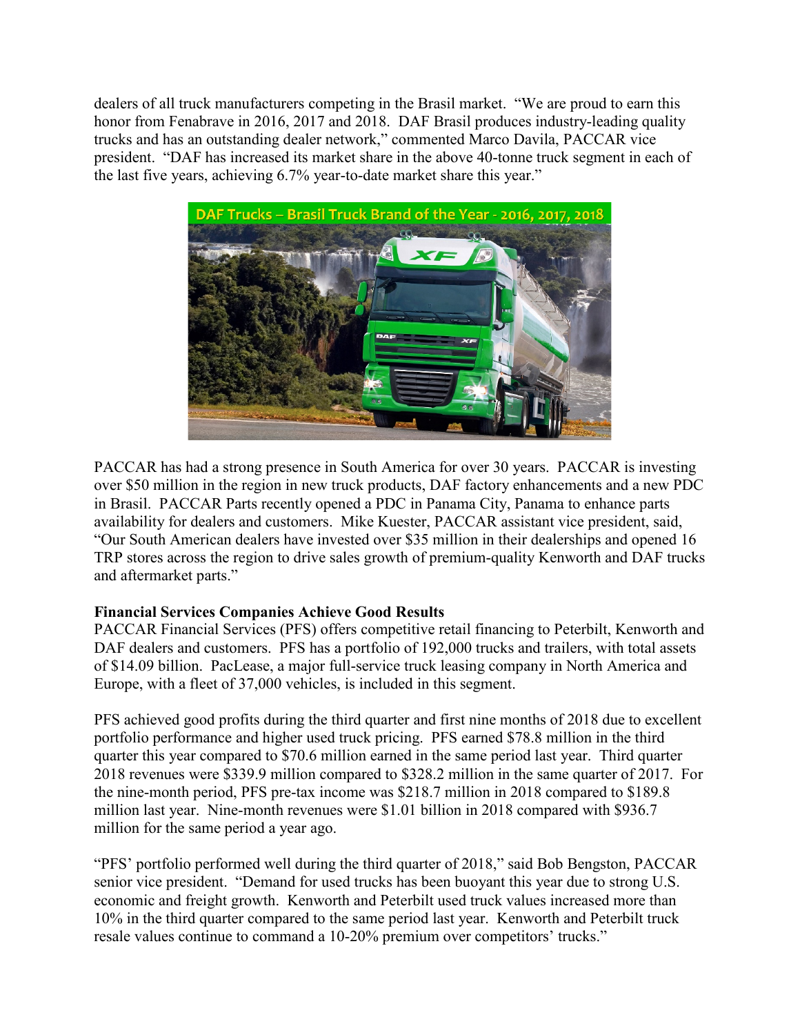dealers of all truck manufacturers competing in the Brasil market. "We are proud to earn this honor from Fenabrave in 2016, 2017 and 2018. DAF Brasil produces industry-leading quality trucks and has an outstanding dealer network," commented Marco Davila, PACCAR vice president. "DAF has increased its market share in the above 40-tonne truck segment in each of the last five years, achieving 6.7% year-to-date market share this year."

DAF Trucks – Brasil Truck Brand of the Year - 2016, 2017, 2018

PACCAR has had a strong presence in South America for over 30 years. PACCAR is investing over $50 million in the region in new truck products, DAF factory enhancements and a new PDC in Brasil. PACCAR Parts recently opened a PDC in Panama City, Panama to enhance parts availability for dealers and customers. Mike Kuester, PACCAR assistant vice president, said, "Our South American dealers have invested over $35 million in their dealerships and opened 16 TRP stores across the region to drive sales growth of premium-quality Kenworth and DAF trucks and aftermarket parts."

**Financial Services Companies Achieve Good Results**

PACCAR Financial Services (PFS) offers competitive retail financing to Peterbilt, Kenworth and DAF dealers and customers. PFS has a portfolio of 192,000 trucks and trailers, with total assets of $14.09 billion. PacLease, a major full-service truck leasing company in North America and Europe, with a fleet of 37,000 vehicles, is included in this segment.

PFS achieved good profits during the third quarter and first nine months of 2018 due to excellent portfolio performance and higher used truck pricing. PFS earned $78.8 million in the third quarter this year compared to $70.6 million earned in the same period last year. Third quarter 2018 revenues were $339.9 million compared to $328.2 million in the same quarter of 2017. For the nine-month period, PFS pre-tax income was $218.7 million in 2018 compared to $189.8 million last year. Nine-month revenues were $1.01 billion in 2018 compared with $936.7 million for the same period a year ago.

"PFS' portfolio performed well during the third quarter of 2018," said Bob Bengston, PACCAR senior vice president. "Demand for used trucks has been buoyant this year due to strong U.S. economic and freight growth. Kenworth and Peterbilt used truck values increased more than 10% in the third quarter compared to the same period last year. Kenworth and Peterbilt truck resale values continue to command a 10-20% premium over competitors' trucks."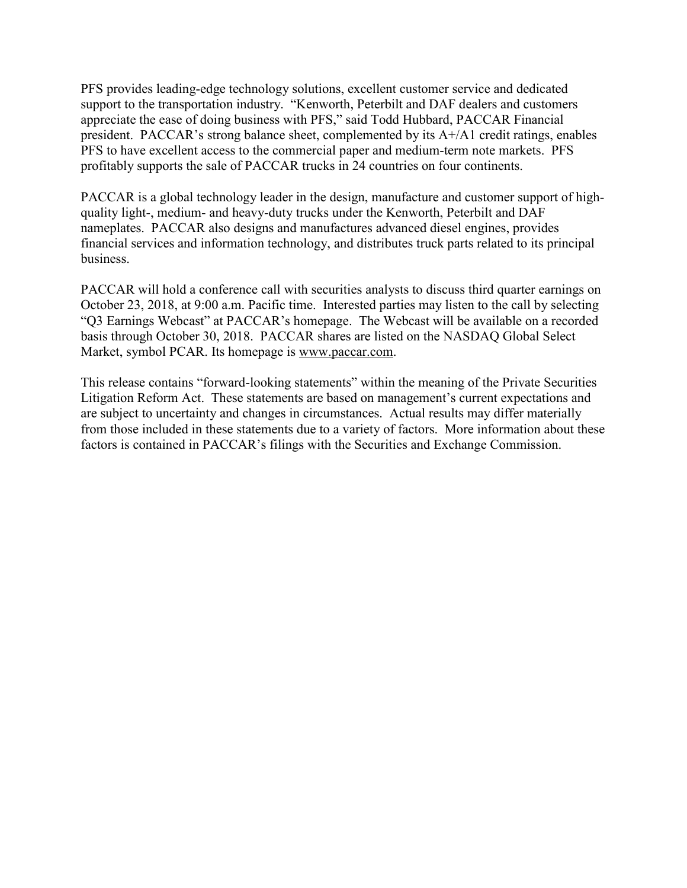PFS provides leading-edge technology solutions, excellent customer service and dedicated support to the transportation industry. "Kenworth, Peterbilt and DAF dealers and customers appreciate the ease of doing business with PFS," said Todd Hubbard, PACCAR Financial president. PACCAR's strong balance sheet, complemented by its A+/A1 credit ratings, enables PFS to have excellent access to the commercial paper and medium-term note markets. PFS profitably supports the sale of PACCAR trucks in 24 countries on four continents.

PACCAR is a global technology leader in the design, manufacture and customer support of high-quality light-, medium- and heavy-duty trucks under the Kenworth, Peterbilt and DAF nameplates. PACCAR also designs and manufactures advanced diesel engines, provides financial services and information technology, and distributes truck parts related to its principal business.

PACCAR will hold a conference call with securities analysts to discuss third quarter earnings on October 23, 2018, at 9:00 a.m. Pacific time. Interested parties may listen to the call by selecting "Q3 Earnings Webcast" at PACCAR's homepage. The Webcast will be available on a recorded basis through October 30, 2018. PACCAR shares are listed on the NASDAQ Global Select Market, symbol PCAR. Its homepage is www.paccar.com.

This release contains "forward-looking statements" within the meaning of the Private Securities Litigation Reform Act. These statements are based on management's current expectations and are subject to uncertainty and changes in circumstances. Actual results may differ materially from those included in these statements due to a variety of factors. More information about these factors is contained in PACCAR's filings with the Securities and Exchange Commission.